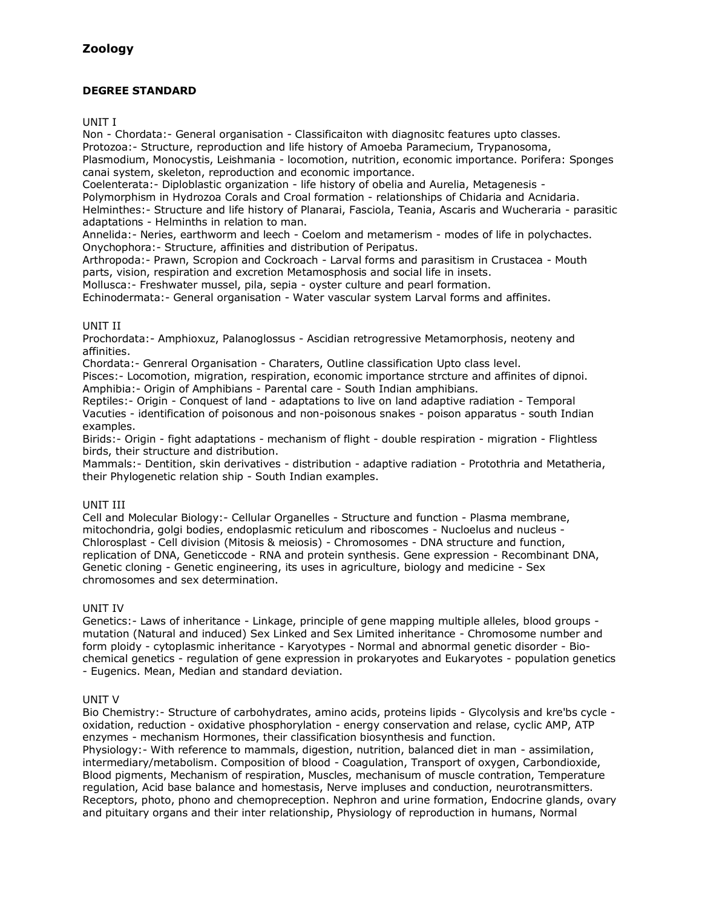## Zoology

### DEGREE STANDARD

UNIT I

Non - Chordata:- General organisation - Classificaiton with diagnositc features upto classes.
Protozoa:- Structure, reproduction and life history of Amoeba Paramecium, Trypanosoma, Plasmodium, Monocystis, Leishmania - locomotion, nutrition, economic importance. Porifera: Sponges canai system, skeleton, reproduction and economic importance.
Coelenterata:- Diploblastic organization - life history of obelia and Aurelia, Metagenesis - Polymorphism in Hydrozoa Corals and Croal formation - relationships of Chidaria and Acnidaria.
Helminthes:- Structure and life history of Planarai, Fasciola, Teania, Ascaris and Wucheraria - parasitic adaptations - Helminths in relation to man.
Annelida:- Neries, earthworm and leech - Coelom and metamerism - modes of life in polychactes.
Onychophora:- Structure, affinities and distribution of Peripatus.
Arthropoda:- Prawn, Scropion and Cockroach - Larval forms and parasitism in Crustacea - Mouth parts, vision, respiration and excretion Metamosphosis and social life in insets.
Mollusca:- Freshwater mussel, pila, sepia - oyster culture and pearl formation.
Echinodermata:- General organisation - Water vascular system Larval forms and affinites.

UNIT II

Prochordata:- Amphioxuz, Palanoglossus - Ascidian retrogressive Metamorphosis, neoteny and affinities.
Chordata:- Genreral Organisation - Charaters, Outline classification Upto class level.
Pisces:- Locomotion, migration, respiration, economic importance strcture and affinites of dipnoi.
Amphibia:- Origin of Amphibians - Parental care - South Indian amphibians.
Reptiles:- Origin - Conquest of land - adaptations to live on land adaptive radiation - Temporal Vacuties - identification of poisonous and non-poisonous snakes - poison apparatus - south Indian examples.
Birids:- Origin - fight adaptations - mechanism of flight - double respiration - migration - Flightless birds, their structure and distribution.
Mammals:- Dentition, skin derivatives - distribution - adaptive radiation - Prototthria and Metatheria, their Phylogenetic relation ship - South Indian examples.

UNIT III

Cell and Molecular Biology:- Cellular Organelles - Structure and function - Plasma membrane, mitochondria, golgi bodies, endoplasmic reticulum and riboscomes - Nucloelus and nucleus - Chlorosplast - Cell division (Mitosis & meiosis) - Chromosomes - DNA structure and function, replication of DNA, Geneticcode - RNA and protein synthesis. Gene expression - Recombinant DNA, Genetic cloning - Genetic engineering, its uses in agriculture, biology and medicine - Sex chromosomes and sex determination.

UNIT IV

Genetics:- Laws of inheritance - Linkage, principle of gene mapping multiple alleles, blood groups - mutation (Natural and induced) Sex Linked and Sex Limited inheritance - Chromosome number and form ploidy - cytoplasmic inheritance - Karyotypes - Normal and abnormal genetic disorder - Bio-chemical genetics - regulation of gene expression in prokaryotes and Eukaryotes - population genetics - Eugenics. Mean, Median and standard deviation.

UNIT V

Bio Chemistry:- Structure of carbohydrates, amino acids, proteins lipids - Glycolysis and kre'bs cycle - oxidation, reduction - oxidative phosphorylation - energy conservation and relase, cyclic AMP, ATP enzymes - mechanism Hormones, their classification biosynthesis and function.
Physiology:- With reference to mammals, digestion, nutrition, balanced diet in man - assimilation, intermediary/metabolism. Composition of blood - Coagulation, Transport of oxygen, Carbondioxide, Blood pigments, Mechanism of respiration, Muscles, mechanisum of muscle contration, Temperature regulation, Acid base balance and homestasis, Nerve impluses and conduction, neurotransmitters. Receptors, photo, phono and chemopreception. Nephron and urine formation, Endocrine glands, ovary and pituitary organs and their inter relationship, Physiology of reproduction in humans, Normal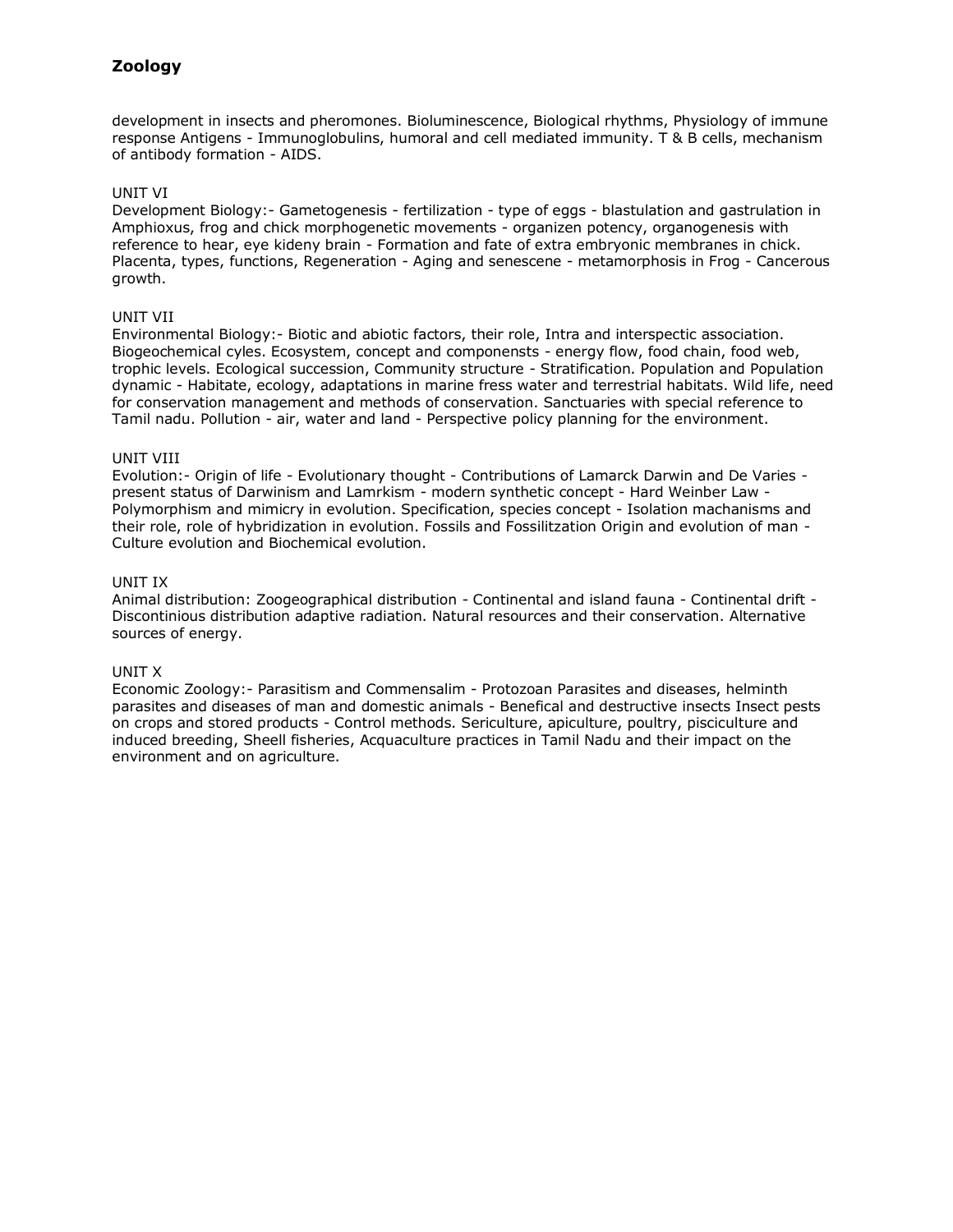development in insects and pheromones. Bioluminescence, Biological rhythms, Physiology of immune response Antigens - Immunoglobulins, humoral and cell mediated immunity. T & B cells, mechanism of antibody formation - AIDS.

UNIT VI

Development Biology:- Gametogenesis - fertilization - type of eggs - blastulation and gastrulation in Amphioxus, frog and chick morphogenetic movements - organizen potency, organogenesis with reference to hear, eye kideny brain - Formation and fate of extra embryonic membranes in chick. Placenta, types, functions, Regeneration - Aging and senescene - metamorphosis in Frog - Cancerous growth.

UNIT VII

Environmental Biology:- Biotic and abiotic factors, their role, Intra and interspectic association. Biogeochemical cyles. Ecosystem, concept and componensts - energy flow, food chain, food web, trophic levels. Ecological succession, Community structure - Stratification. Population and Population dynamic - Habitate, ecology, adaptations in marine fress water and terrestrial habitats. Wild life, need for conservation management and methods of conservation. Sanctuaries with special reference to Tamil nadu. Pollution - air, water and land - Perspective policy planning for the environment.

UNIT VIII

Evolution:- Origin of life - Evolutionary thought - Contributions of Lamarck Darwin and De Varies - present status of Darwinism and Lamrkism - modern synthetic concept - Hard Weinber Law - Polymorphism and mimicry in evolution. Specification, species concept - Isolation machanisms and their role, role of hybridization in evolution. Fossils and Fossilitzation Origin and evolution of man - Culture evolution and Biochemical evolution.

UNIT IX

Animal distribution: Zoogeographical distribution - Continental and island fauna - Continental drift - Discontinious distribution adaptive radiation. Natural resources and their conservation. Alternative sources of energy.

UNIT X

Economic Zoology:- Parasitism and Commensalim - Protozoan Parasites and diseases, helminth parasites and diseases of man and domestic animals - Benefical and destructive insects Insect pests on crops and stored products - Control methods. Sericulture, apiculture, poultry, pisciculture and induced breeding, Sheell fisheries, Acquaculture practices in Tamil Nadu and their impact on the environment and on agriculture.